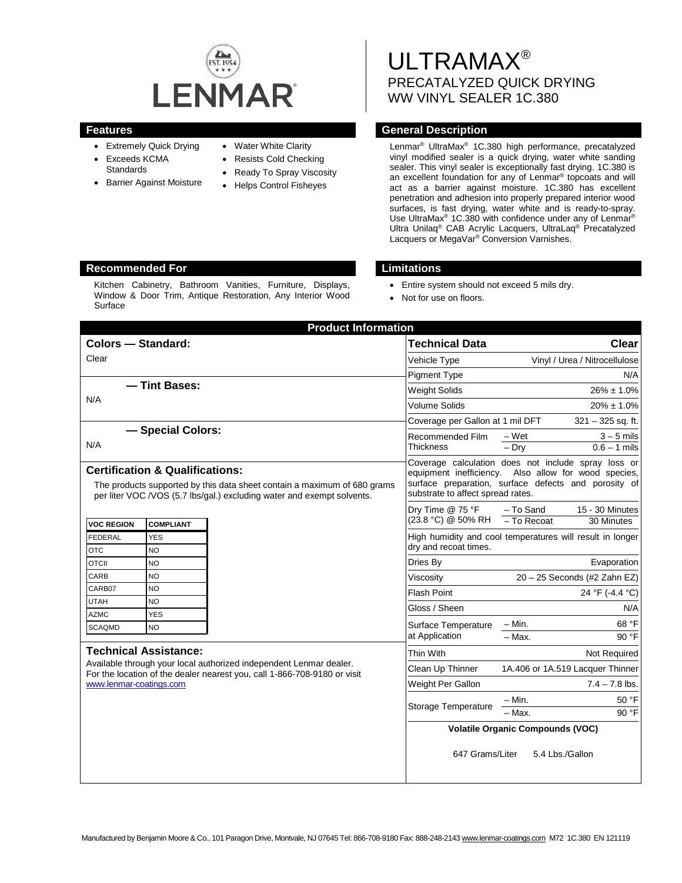LENMAR®

# ULTRAMAX®

## PRECATALYZED QUICK DRYING WW VINYL SEALER 1C.380

## Features

- Extremely Quick Drying
- Exceeds KCMA Standards
- Barrier Against Moisture
- Water White Clarity
- Resists Cold Checking
- Ready To Spray Viscosity
- Helps Control Fisheyes

## General Description

Lenmar® UltraMax® 1C.380 high performance, precatalyzed vinyl modified sealer is a quick drying, water white sanding sealer. This vinyl sealer is exceptionally fast drying. 1C.380 is an excellent foundation for any of Lenmar® topcoats and will act as a barrier against moisture. 1C.380 has excellent penetration and adhesion into properly prepared interior wood surfaces, is fast drying, water white and is ready-to-spray. Use UltraMax® 1C.380 with confidence under any of Lenmar® Ultra Unilaq® CAB Acrylic Lacquers, UltraLaq® Precatalyzed Lacquers or MegaVar® Conversion Varnishes.

## Recommended For

Kitchen Cabinetry, Bathroom Vanities, Furniture, Displays, Window & Door Trim, Antique Restoration, Any Interior Wood Surface

## Limitations

- Entire system should not exceed 5 mils dry.
- Not for use on floors.

## Product Information

### Colors — Standard:

Clear

### — Tint Bases:

N/A

### — Special Colors:

N/A

### Certification & Qualifications:

The products supported by this data sheet contain a maximum of 680 grams per liter VOC /VOS (5.7 lbs/gal.) excluding water and exempt solvents.

| VOC REGION | COMPLIANT |
|---|---|
| FEDERAL | YES |
| OTC | NO |
| OTCII | NO |
| CARB | NO |
| CARB07 | NO |
| UTAH | NO |
| AZMC | YES |
| SCAQMD | NO |

### Technical Assistance:

Available through your local authorized independent Lenmar dealer. For the location of the dealer nearest you, call 1-866-708-9180 or visit www.lenmar-coatings.com

| Technical Data | | Clear |
|---|---|---|
| Vehicle Type | | Vinyl / Urea / Nitrocellulose |
| Pigment Type | | N/A |
| Weight Solids | | 26% ± 1.0% |
| Volume Solids | | 20% ± 1.0% |
| Coverage per Gallon at 1 mil DFT | | 321 – 325 sq. ft. |
| Recommended Film Thickness | – Wet | 3 – 5 mils |
| | – Dry | 0.6 – 1 mils |
| Coverage calculation does not include spray loss or equipment inefficiency. Also allow for wood species, surface preparation, surface defects and porosity of substrate to affect spread rates. | | |
| Dry Time @ 75 °F (23.8 °C) @ 50% RH | – To Sand | 15 - 30 Minutes |
| | – To Recoat | 30 Minutes |
| High humidity and cool temperatures will result in longer dry and recoat times. | | |
| Dries By | | Evaporation |
| Viscosity | | 20 – 25 Seconds (#2 Zahn EZ) |
| Flash Point | | 24 °F (-4.4 °C) |
| Gloss / Sheen | | N/A |
| Surface Temperature at Application | – Min. | 68 °F |
| | – Max. | 90 °F |
| Thin With | | Not Required |
| Clean Up Thinner | | 1A.406 or 1A.519 Lacquer Thinner |
| Weight Per Gallon | | 7.4 – 7.8 lbs. |
| Storage Temperature | – Min. | 50 °F |
| | – Max. | 90 °F |

**Volatile Organic Compounds (VOC)**

647 Grams/Liter    5.4 Lbs./Gallon

Manufactured by Benjamin Moore & Co., 101 Paragon Drive, Montvale, NJ 07645 Tel: 866-708-9180 Fax: 888-248-2143 www.lenmar-coatings.com M72 1C.380 EN 121119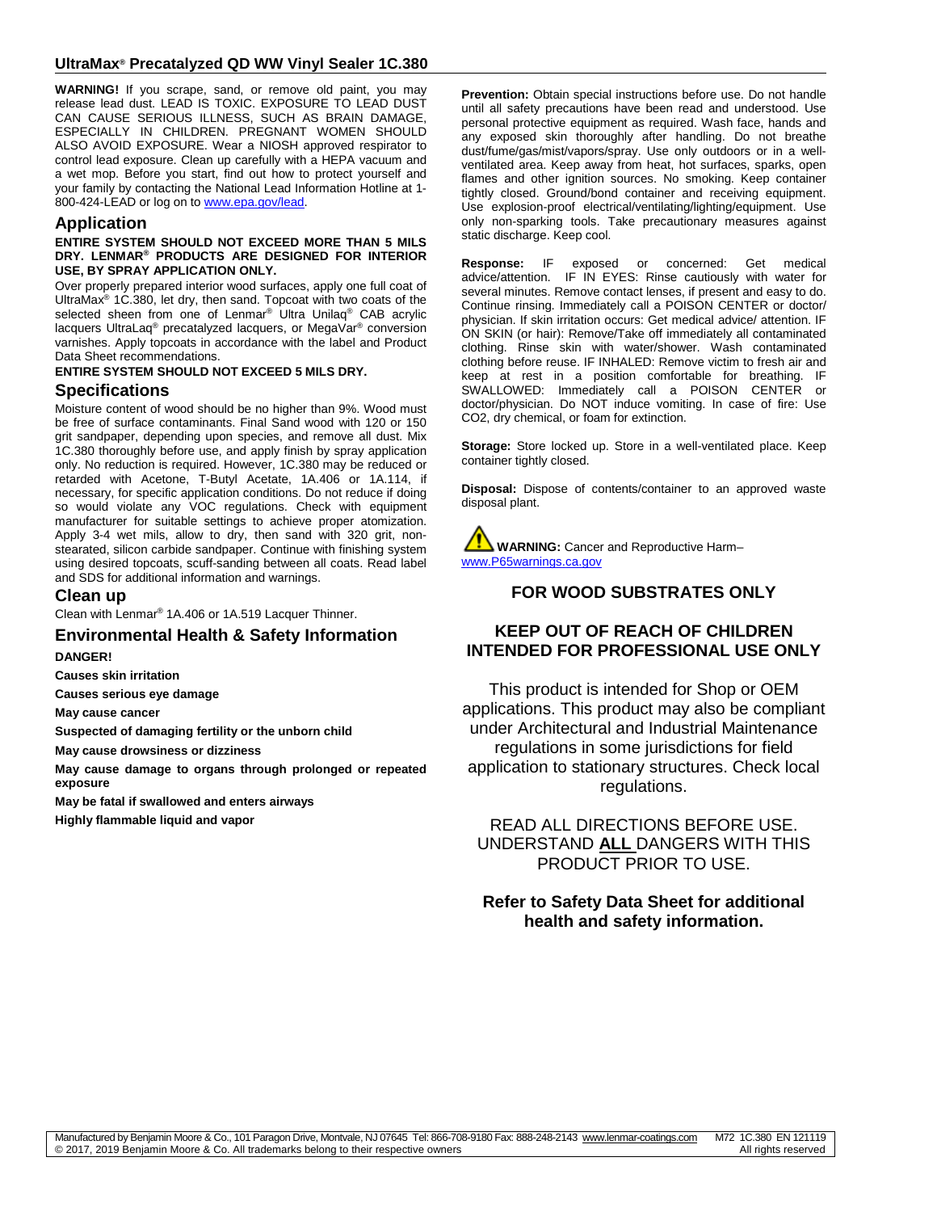## UltraMax® Precatalyzed QD WW Vinyl Sealer 1C.380

**WARNING!** If you scrape, sand, or remove old paint, you may release lead dust. LEAD IS TOXIC. EXPOSURE TO LEAD DUST CAN CAUSE SERIOUS ILLNESS, SUCH AS BRAIN DAMAGE, ESPECIALLY IN CHILDREN. PREGNANT WOMEN SHOULD ALSO AVOID EXPOSURE. Wear a NIOSH approved respirator to control lead exposure. Clean up carefully with a HEPA vacuum and a wet mop. Before you start, find out how to protect yourself and your family by contacting the National Lead Information Hotline at 1-800-424-LEAD or log on to www.epa.gov/lead.

### Application

**ENTIRE SYSTEM SHOULD NOT EXCEED MORE THAN 5 MILS DRY. LENMAR® PRODUCTS ARE DESIGNED FOR INTERIOR USE, BY SPRAY APPLICATION ONLY.**

Over properly prepared interior wood surfaces, apply one full coat of UltraMax® 1C.380, let dry, then sand. Topcoat with two coats of the selected sheen from one of Lenmar® Ultra Unilaq® CAB acrylic lacquers UltraLaq® precatalyzed lacquers, or MegaVar® conversion varnishes. Apply topcoats in accordance with the label and Product Data Sheet recommendations.

**ENTIRE SYSTEM SHOULD NOT EXCEED 5 MILS DRY.**

### Specifications

Moisture content of wood should be no higher than 9%. Wood must be free of surface contaminants. Final Sand wood with 120 or 150 grit sandpaper, depending upon species, and remove all dust. Mix 1C.380 thoroughly before use, and apply finish by spray application only. No reduction is required. However, 1C.380 may be reduced or retarded with Acetone, T-Butyl Acetate, 1A.406 or 1A.114, if necessary, for specific application conditions. Do not reduce if doing so would violate any VOC regulations. Check with equipment manufacturer for suitable settings to achieve proper atomization. Apply 3-4 wet mils, allow to dry, then sand with 320 grit, non-stearated, silicon carbide sandpaper. Continue with finishing system using desired topcoats, scuff-sanding between all coats. Read label and SDS for additional information and warnings.

### Clean up

Clean with Lenmar® 1A.406 or 1A.519 Lacquer Thinner.

### Environmental Health & Safety Information

**DANGER!**

**Causes skin irritation**

**Causes serious eye damage**

**May cause cancer**

**Suspected of damaging fertility or the unborn child**

**May cause drowsiness or dizziness**

**May cause damage to organs through prolonged or repeated exposure**

**May be fatal if swallowed and enters airways**

**Highly flammable liquid and vapor**

**Prevention:** Obtain special instructions before use. Do not handle until all safety precautions have been read and understood. Use personal protective equipment as required. Wash face, hands and any exposed skin thoroughly after handling. Do not breathe dust/fume/gas/mist/vapors/spray. Use only outdoors or in a well-ventilated area. Keep away from heat, hot surfaces, sparks, open flames and other ignition sources. No smoking. Keep container tightly closed. Ground/bond container and receiving equipment. Use explosion-proof electrical/ventilating/lighting/equipment. Use only non-sparking tools. Take precautionary measures against static discharge. Keep cool.

**Response:** IF exposed or concerned: Get medical advice/attention. IF IN EYES: Rinse cautiously with water for several minutes. Remove contact lenses, if present and easy to do. Continue rinsing. Immediately call a POISON CENTER or doctor/ physician. If skin irritation occurs: Get medical advice/ attention. IF ON SKIN (or hair): Remove/Take off immediately all contaminated clothing. Rinse skin with water/shower. Wash contaminated clothing before reuse. IF INHALED: Remove victim to fresh air and keep at rest in a position comfortable for breathing. IF SWALLOWED: Immediately call a POISON CENTER or doctor/physician. Do NOT induce vomiting. In case of fire: Use $CO_2$, dry chemical, or foam for extinction.

**Storage:** Store locked up. Store in a well-ventilated place. Keep container tightly closed.

**Disposal:** Dispose of contents/container to an approved waste disposal plant.

**WARNING:** Cancer and Reproductive Harm– www.P65warnings.ca.gov

**FOR WOOD SUBSTRATES ONLY**

**KEEP OUT OF REACH OF CHILDREN**
**INTENDED FOR PROFESSIONAL USE ONLY**

This product is intended for Shop or OEM applications. This product may also be compliant under Architectural and Industrial Maintenance regulations in some jurisdictions for field application to stationary structures. Check local regulations.

READ ALL DIRECTIONS BEFORE USE. UNDERSTAND **ALL** DANGERS WITH THIS PRODUCT PRIOR TO USE.

**Refer to Safety Data Sheet for additional health and safety information.**

Manufactured by Benjamin Moore & Co., 101 Paragon Drive, Montvale, NJ 07645 Tel: 866-708-9180 Fax: 888-248-2143 www.lenmar-coatings.com M72 1C.380 EN 121119
© 2017, 2019 Benjamin Moore & Co. All trademarks belong to their respective owners All rights reserved